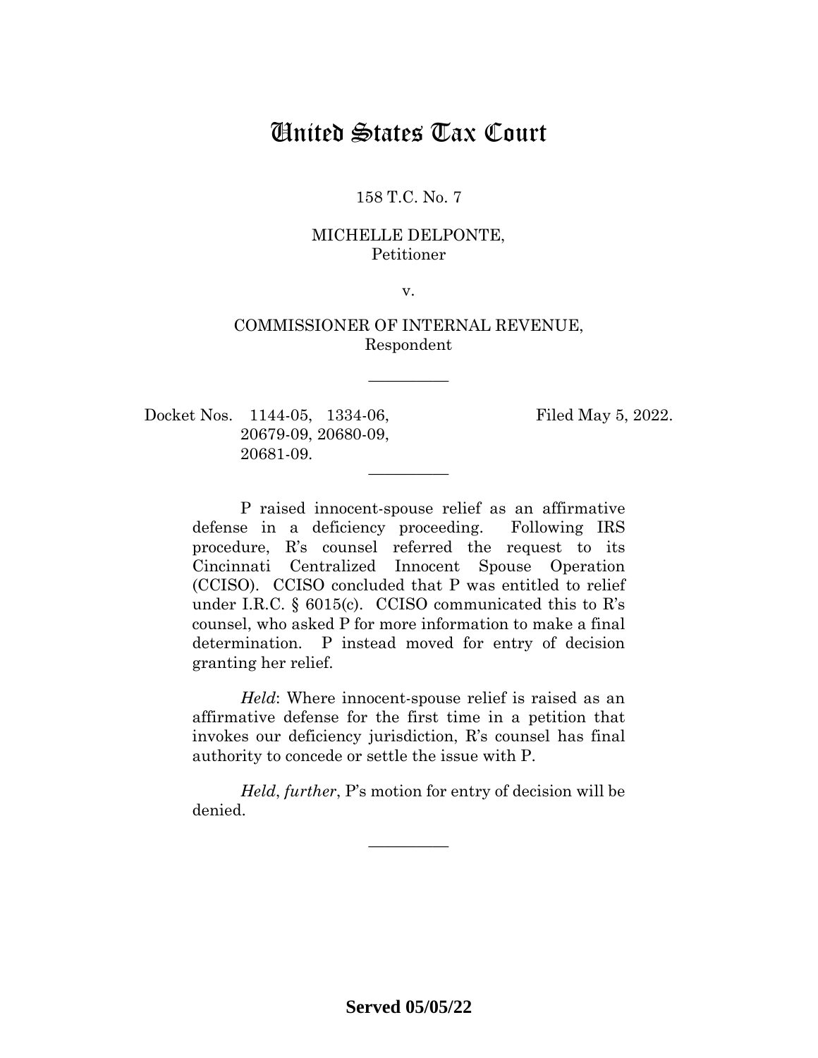# United States Tax Court

158 T.C. No. 7

MICHELLE DELPONTE,
Petitioner

v.

COMMISSIONER OF INTERNAL REVENUE,
Respondent

—————

Docket Nos. 1144-05, 1334-06, 20679-09, 20680-09, 20681-09.

Filed May 5, 2022.

—————

P raised innocent-spouse relief as an affirmative defense in a deficiency proceeding. Following IRS procedure, R's counsel referred the request to its Cincinnati Centralized Innocent Spouse Operation (CCISO). CCISO concluded that P was entitled to relief under I.R.C. § 6015(c). CCISO communicated this to R's counsel, who asked P for more information to make a final determination. P instead moved for entry of decision granting her relief.

*Held*: Where innocent-spouse relief is raised as an affirmative defense for the first time in a petition that invokes our deficiency jurisdiction, R's counsel has final authority to concede or settle the issue with P.

*Held*, *further*, P's motion for entry of decision will be denied.

—————

**Served 05/05/22**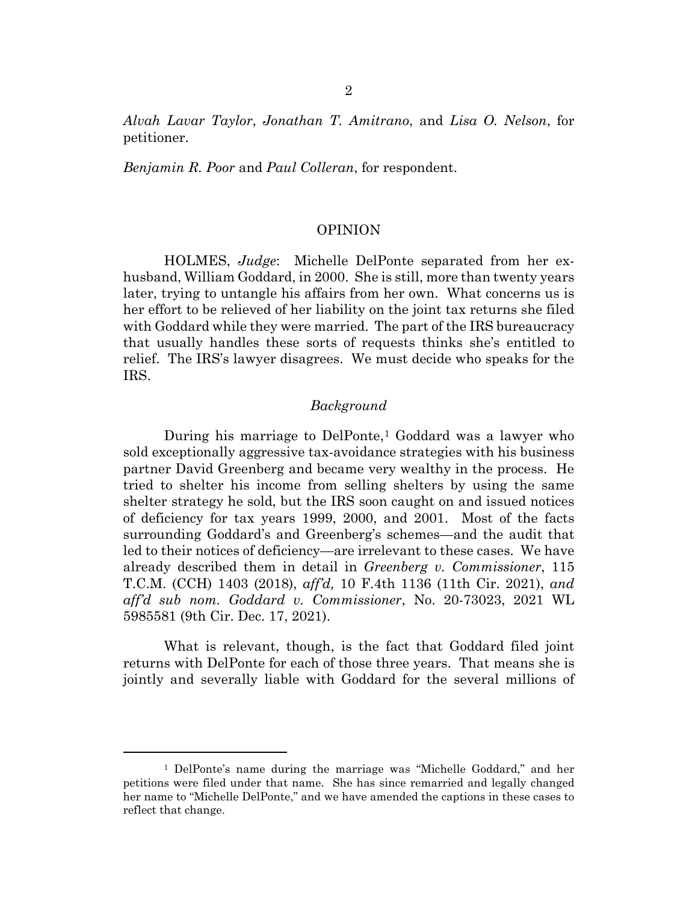*Alvah Lavar Taylor*, *Jonathan T. Amitrano*, and *Lisa O. Nelson*, for petitioner.

*Benjamin R. Poor* and *Paul Colleran*, for respondent.

## OPINION

HOLMES, *Judge*: Michelle DelPonte separated from her ex-husband, William Goddard, in 2000. She is still, more than twenty years later, trying to untangle his affairs from her own. What concerns us is her effort to be relieved of her liability on the joint tax returns she filed with Goddard while they were married. The part of the IRS bureaucracy that usually handles these sorts of requests thinks she's entitled to relief. The IRS's lawyer disagrees. We must decide who speaks for the IRS.

### *Background*

During his marriage to DelPonte,[1] Goddard was a lawyer who sold exceptionally aggressive tax-avoidance strategies with his business partner David Greenberg and became very wealthy in the process. He tried to shelter his income from selling shelters by using the same shelter strategy he sold, but the IRS soon caught on and issued notices of deficiency for tax years 1999, 2000, and 2001. Most of the facts surrounding Goddard's and Greenberg's schemes—and the audit that led to their notices of deficiency—are irrelevant to these cases. We have already described them in detail in *Greenberg v. Commissioner*, 115 T.C.M. (CCH) 1403 (2018), *aff'd,* 10 F.4th 1136 (11th Cir. 2021), *and aff'd sub nom. Goddard v. Commissioner*, No. 20-73023, 2021 WL 5985581 (9th Cir. Dec. 17, 2021).

What is relevant, though, is the fact that Goddard filed joint returns with DelPonte for each of those three years. That means she is jointly and severally liable with Goddard for the several millions of

[1] DelPonte's name during the marriage was "Michelle Goddard," and her petitions were filed under that name. She has since remarried and legally changed her name to "Michelle DelPonte," and we have amended the captions in these cases to reflect that change.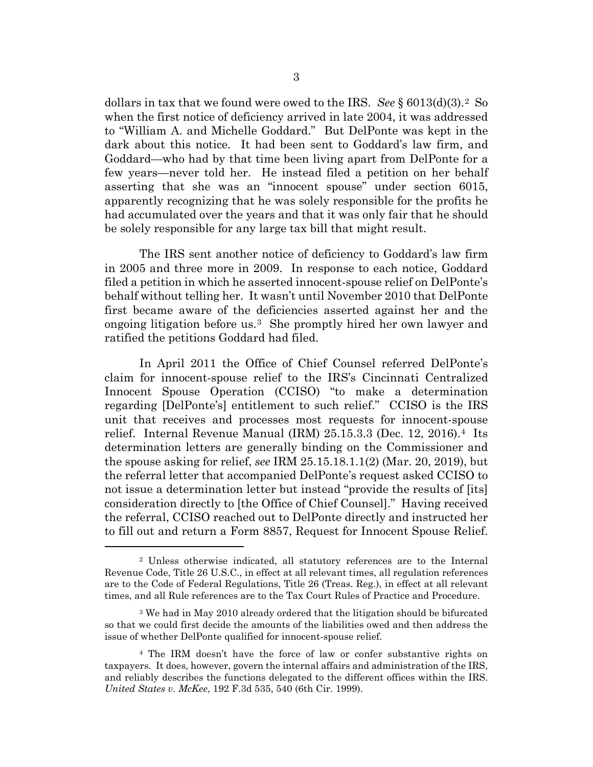dollars in tax that we found were owed to the IRS. *See* § 6013(d)(3).[2] So when the first notice of deficiency arrived in late 2004, it was addressed to "William A. and Michelle Goddard." But DelPonte was kept in the dark about this notice. It had been sent to Goddard's law firm, and Goddard—who had by that time been living apart from DelPonte for a few years—never told her. He instead filed a petition on her behalf asserting that she was an "innocent spouse" under section 6015, apparently recognizing that he was solely responsible for the profits he had accumulated over the years and that it was only fair that he should be solely responsible for any large tax bill that might result.

The IRS sent another notice of deficiency to Goddard's law firm in 2005 and three more in 2009. In response to each notice, Goddard filed a petition in which he asserted innocent-spouse relief on DelPonte's behalf without telling her. It wasn't until November 2010 that DelPonte first became aware of the deficiencies asserted against her and the ongoing litigation before us.[3] She promptly hired her own lawyer and ratified the petitions Goddard had filed.

In April 2011 the Office of Chief Counsel referred DelPonte's claim for innocent-spouse relief to the IRS's Cincinnati Centralized Innocent Spouse Operation (CCISO) "to make a determination regarding [DelPonte's] entitlement to such relief." CCISO is the IRS unit that receives and processes most requests for innocent-spouse relief. Internal Revenue Manual (IRM) 25.15.3.3 (Dec. 12, 2016).[4] Its determination letters are generally binding on the Commissioner and the spouse asking for relief, *see* IRM 25.15.18.1.1(2) (Mar. 20, 2019), but the referral letter that accompanied DelPonte's request asked CCISO to not issue a determination letter but instead "provide the results of [its] consideration directly to [the Office of Chief Counsel]." Having received the referral, CCISO reached out to DelPonte directly and instructed her to fill out and return a Form 8857, Request for Innocent Spouse Relief.

---

[2] Unless otherwise indicated, all statutory references are to the Internal Revenue Code, Title 26 U.S.C., in effect at all relevant times, all regulation references are to the Code of Federal Regulations, Title 26 (Treas. Reg.), in effect at all relevant times, and all Rule references are to the Tax Court Rules of Practice and Procedure.

[3] We had in May 2010 already ordered that the litigation should be bifurcated so that we could first decide the amounts of the liabilities owed and then address the issue of whether DelPonte qualified for innocent-spouse relief.

[4] The IRM doesn't have the force of law or confer substantive rights on taxpayers. It does, however, govern the internal affairs and administration of the IRS, and reliably describes the functions delegated to the different offices within the IRS. *United States v. McKee*, 192 F.3d 535, 540 (6th Cir. 1999).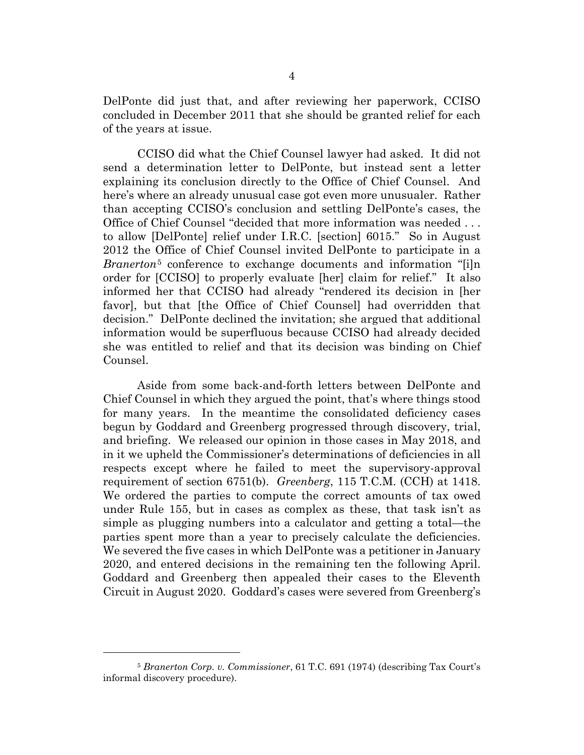DelPonte did just that, and after reviewing her paperwork, CCISO concluded in December 2011 that she should be granted relief for each of the years at issue.

CCISO did what the Chief Counsel lawyer had asked. It did not send a determination letter to DelPonte, but instead sent a letter explaining its conclusion directly to the Office of Chief Counsel. And here's where an already unusual case got even more unusualer. Rather than accepting CCISO's conclusion and settling DelPonte's cases, the Office of Chief Counsel "decided that more information was needed . . . to allow [DelPonte] relief under I.R.C. [section] 6015." So in August 2012 the Office of Chief Counsel invited DelPonte to participate in a *Branerton*[5] conference to exchange documents and information "[i]n order for [CCISO] to properly evaluate [her] claim for relief." It also informed her that CCISO had already "rendered its decision in [her favor], but that [the Office of Chief Counsel] had overridden that decision." DelPonte declined the invitation; she argued that additional information would be superfluous because CCISO had already decided she was entitled to relief and that its decision was binding on Chief Counsel.

Aside from some back-and-forth letters between DelPonte and Chief Counsel in which they argued the point, that's where things stood for many years. In the meantime the consolidated deficiency cases begun by Goddard and Greenberg progressed through discovery, trial, and briefing. We released our opinion in those cases in May 2018, and in it we upheld the Commissioner's determinations of deficiencies in all respects except where he failed to meet the supervisory-approval requirement of section 6751(b). *Greenberg*, 115 T.C.M. (CCH) at 1418. We ordered the parties to compute the correct amounts of tax owed under Rule 155, but in cases as complex as these, that task isn't as simple as plugging numbers into a calculator and getting a total—the parties spent more than a year to precisely calculate the deficiencies. We severed the five cases in which DelPonte was a petitioner in January 2020, and entered decisions in the remaining ten the following April. Goddard and Greenberg then appealed their cases to the Eleventh Circuit in August 2020. Goddard's cases were severed from Greenberg's

---

[5] *Branerton Corp. v. Commissioner*, 61 T.C. 691 (1974) (describing Tax Court's informal discovery procedure).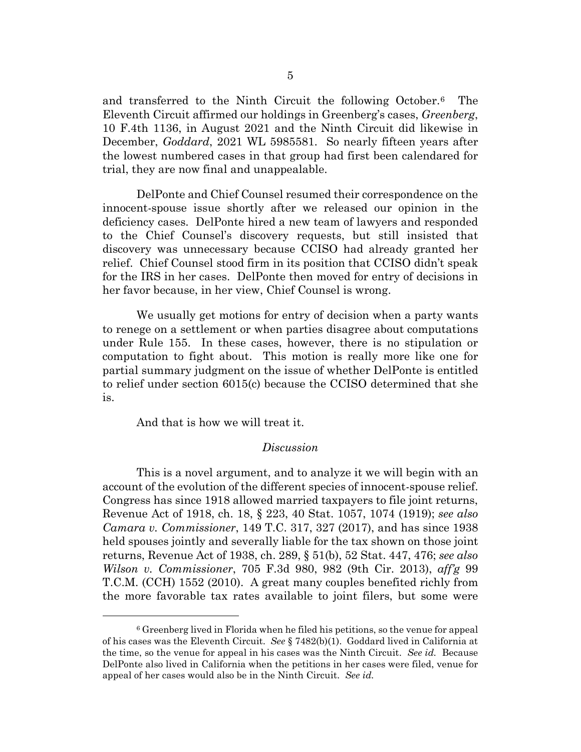and transferred to the Ninth Circuit the following October.[6] The Eleventh Circuit affirmed our holdings in Greenberg's cases, *Greenberg*, 10 F.4th 1136, in August 2021 and the Ninth Circuit did likewise in December, *Goddard*, 2021 WL 5985581. So nearly fifteen years after the lowest numbered cases in that group had first been calendared for trial, they are now final and unappealable.

DelPonte and Chief Counsel resumed their correspondence on the innocent-spouse issue shortly after we released our opinion in the deficiency cases. DelPonte hired a new team of lawyers and responded to the Chief Counsel's discovery requests, but still insisted that discovery was unnecessary because CCISO had already granted her relief. Chief Counsel stood firm in its position that CCISO didn't speak for the IRS in her cases. DelPonte then moved for entry of decisions in her favor because, in her view, Chief Counsel is wrong.

We usually get motions for entry of decision when a party wants to renege on a settlement or when parties disagree about computations under Rule 155. In these cases, however, there is no stipulation or computation to fight about. This motion is really more like one for partial summary judgment on the issue of whether DelPonte is entitled to relief under section 6015(c) because the CCISO determined that she is.

And that is how we will treat it.

*Discussion*

This is a novel argument, and to analyze it we will begin with an account of the evolution of the different species of innocent-spouse relief. Congress has since 1918 allowed married taxpayers to file joint returns, Revenue Act of 1918, ch. 18, § 223, 40 Stat. 1057, 1074 (1919); *see also Camara v. Commissioner*, 149 T.C. 317, 327 (2017), and has since 1938 held spouses jointly and severally liable for the tax shown on those joint returns, Revenue Act of 1938, ch. 289, § 51(b), 52 Stat. 447, 476; *see also Wilson v. Commissioner*, 705 F.3d 980, 982 (9th Cir. 2013), *aff'g* 99 T.C.M. (CCH) 1552 (2010). A great many couples benefited richly from the more favorable tax rates available to joint filers, but some were

---

[6] Greenberg lived in Florida when he filed his petitions, so the venue for appeal of his cases was the Eleventh Circuit. *See* § 7482(b)(1). Goddard lived in California at the time, so the venue for appeal in his cases was the Ninth Circuit. *See id.* Because DelPonte also lived in California when the petitions in her cases were filed, venue for appeal of her cases would also be in the Ninth Circuit. *See id.*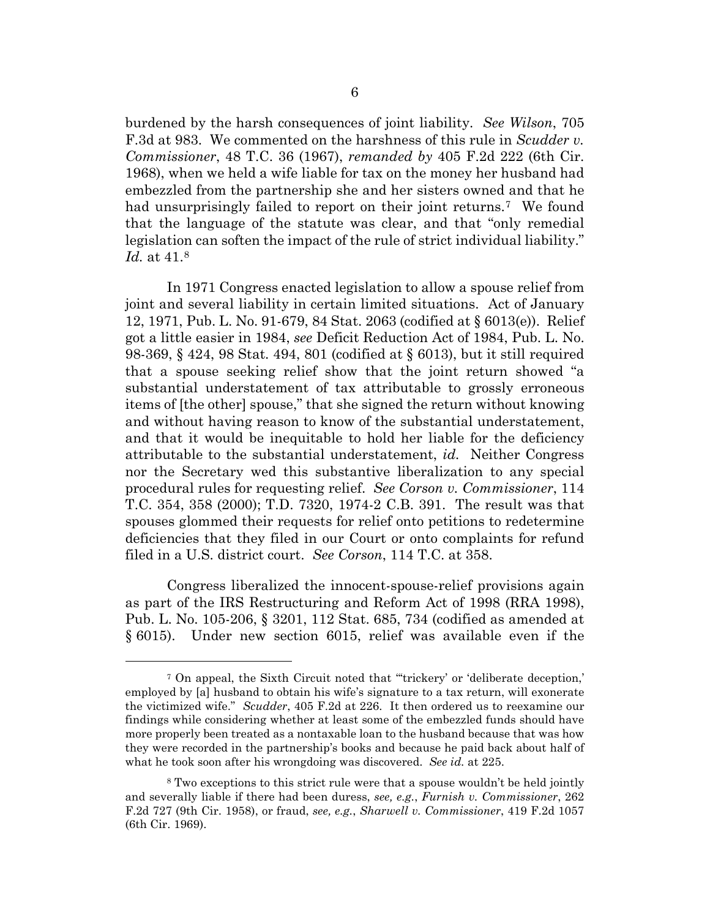burdened by the harsh consequences of joint liability. *See Wilson*, 705 F.3d at 983. We commented on the harshness of this rule in *Scudder v. Commissioner*, 48 T.C. 36 (1967), *remanded by* 405 F.2d 222 (6th Cir. 1968), when we held a wife liable for tax on the money her husband had embezzled from the partnership she and her sisters owned and that he had unsurprisingly failed to report on their joint returns.[7] We found that the language of the statute was clear, and that "only remedial legislation can soften the impact of the rule of strict individual liability." *Id.* at 41.[8]

In 1971 Congress enacted legislation to allow a spouse relief from joint and several liability in certain limited situations. Act of January 12, 1971, Pub. L. No. 91-679, 84 Stat. 2063 (codified at § 6013(e)). Relief got a little easier in 1984, *see* Deficit Reduction Act of 1984, Pub. L. No. 98-369, § 424, 98 Stat. 494, 801 (codified at § 6013), but it still required that a spouse seeking relief show that the joint return showed "a substantial understatement of tax attributable to grossly erroneous items of [the other] spouse," that she signed the return without knowing and without having reason to know of the substantial understatement, and that it would be inequitable to hold her liable for the deficiency attributable to the substantial understatement, *id.* Neither Congress nor the Secretary wed this substantive liberalization to any special procedural rules for requesting relief. *See Corson v. Commissioner*, 114 T.C. 354, 358 (2000); T.D. 7320, 1974-2 C.B. 391. The result was that spouses glommed their requests for relief onto petitions to redetermine deficiencies that they filed in our Court or onto complaints for refund filed in a U.S. district court. *See Corson*, 114 T.C. at 358.

Congress liberalized the innocent-spouse-relief provisions again as part of the IRS Restructuring and Reform Act of 1998 (RRA 1998), Pub. L. No. 105-206, § 3201, 112 Stat. 685, 734 (codified as amended at § 6015). Under new section 6015, relief was available even if the

---

[7] On appeal, the Sixth Circuit noted that "'trickery' or 'deliberate deception,' employed by [a] husband to obtain his wife's signature to a tax return, will exonerate the victimized wife." *Scudder*, 405 F.2d at 226. It then ordered us to reexamine our findings while considering whether at least some of the embezzled funds should have more properly been treated as a nontaxable loan to the husband because that was how they were recorded in the partnership's books and because he paid back about half of what he took soon after his wrongdoing was discovered. *See id.* at 225.

[8] Two exceptions to this strict rule were that a spouse wouldn't be held jointly and severally liable if there had been duress, *see, e.g.*, *Furnish v. Commissioner*, 262 F.2d 727 (9th Cir. 1958), or fraud, *see, e.g.*, *Sharwell v. Commissioner*, 419 F.2d 1057 (6th Cir. 1969).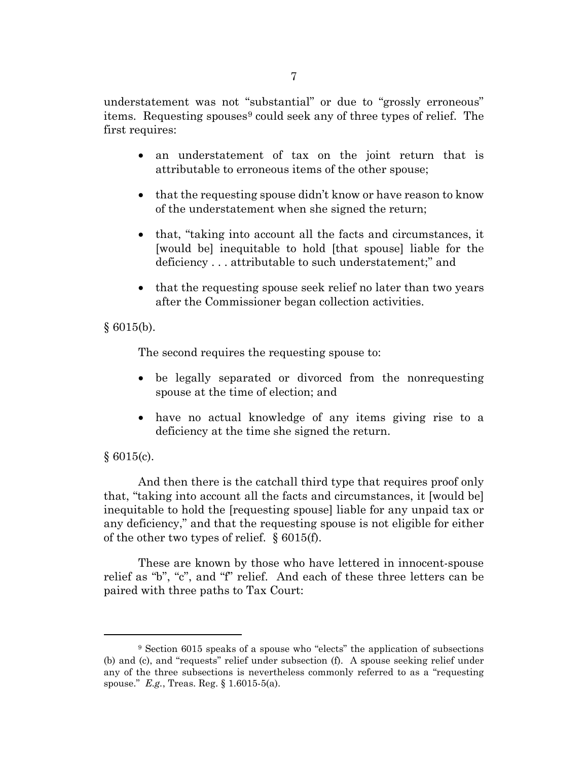understatement was not "substantial" or due to "grossly erroneous" items. Requesting spouses[9] could seek any of three types of relief. The first requires:

- an understatement of tax on the joint return that is attributable to erroneous items of the other spouse;
- that the requesting spouse didn't know or have reason to know of the understatement when she signed the return;
- that, "taking into account all the facts and circumstances, it [would be] inequitable to hold [that spouse] liable for the deficiency . . . attributable to such understatement;" and
- that the requesting spouse seek relief no later than two years after the Commissioner began collection activities.

§ 6015(b).

The second requires the requesting spouse to:

- be legally separated or divorced from the nonrequesting spouse at the time of election; and
- have no actual knowledge of any items giving rise to a deficiency at the time she signed the return.

§ 6015(c).

And then there is the catchall third type that requires proof only that, "taking into account all the facts and circumstances, it [would be] inequitable to hold the [requesting spouse] liable for any unpaid tax or any deficiency," and that the requesting spouse is not eligible for either of the other two types of relief. § 6015(f).

These are known by those who have lettered in innocent-spouse relief as "b", "c", and "f" relief. And each of these three letters can be paired with three paths to Tax Court:

---

[9] Section 6015 speaks of a spouse who "elects" the application of subsections (b) and (c), and "requests" relief under subsection (f). A spouse seeking relief under any of the three subsections is nevertheless commonly referred to as a "requesting spouse." *E.g.*, Treas. Reg. § 1.6015-5(a).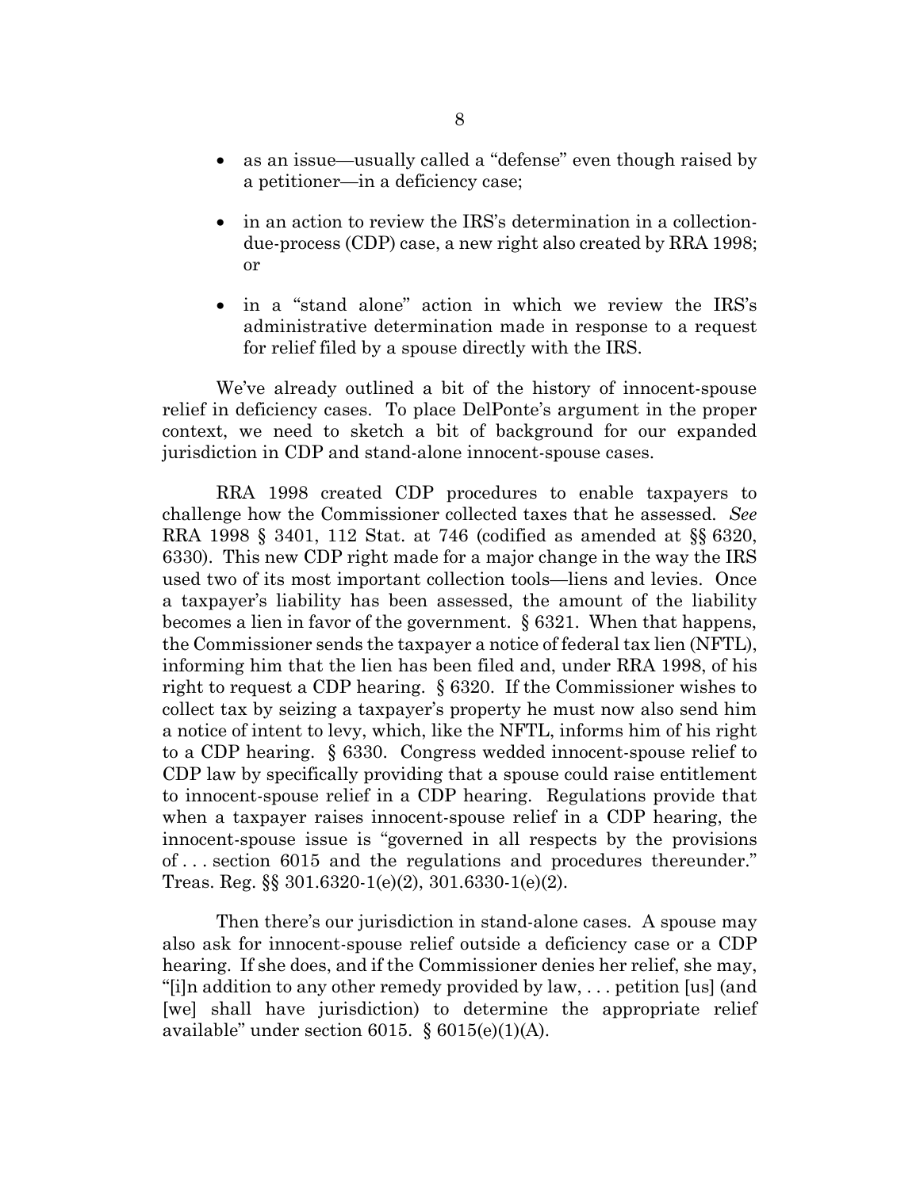- as an issue—usually called a "defense" even though raised by a petitioner—in a deficiency case;

- in an action to review the IRS's determination in a collection-due-process (CDP) case, a new right also created by RRA 1998; or

- in a "stand alone" action in which we review the IRS's administrative determination made in response to a request for relief filed by a spouse directly with the IRS.

We've already outlined a bit of the history of innocent-spouse relief in deficiency cases. To place DelPonte's argument in the proper context, we need to sketch a bit of background for our expanded jurisdiction in CDP and stand-alone innocent-spouse cases.

RRA 1998 created CDP procedures to enable taxpayers to challenge how the Commissioner collected taxes that he assessed. *See* RRA 1998 § 3401, 112 Stat. at 746 (codified as amended at §§ 6320, 6330). This new CDP right made for a major change in the way the IRS used two of its most important collection tools—liens and levies. Once a taxpayer's liability has been assessed, the amount of the liability becomes a lien in favor of the government. § 6321. When that happens, the Commissioner sends the taxpayer a notice of federal tax lien (NFTL), informing him that the lien has been filed and, under RRA 1998, of his right to request a CDP hearing. § 6320. If the Commissioner wishes to collect tax by seizing a taxpayer's property he must now also send him a notice of intent to levy, which, like the NFTL, informs him of his right to a CDP hearing. § 6330. Congress wedded innocent-spouse relief to CDP law by specifically providing that a spouse could raise entitlement to innocent-spouse relief in a CDP hearing. Regulations provide that when a taxpayer raises innocent-spouse relief in a CDP hearing, the innocent-spouse issue is "governed in all respects by the provisions of . . . section 6015 and the regulations and procedures thereunder." Treas. Reg. §§ 301.6320-1(e)(2), 301.6330-1(e)(2).

Then there's our jurisdiction in stand-alone cases. A spouse may also ask for innocent-spouse relief outside a deficiency case or a CDP hearing. If she does, and if the Commissioner denies her relief, she may, "[i]n addition to any other remedy provided by law, . . . petition [us] (and [we] shall have jurisdiction) to determine the appropriate relief available" under section 6015. § 6015(e)(1)(A).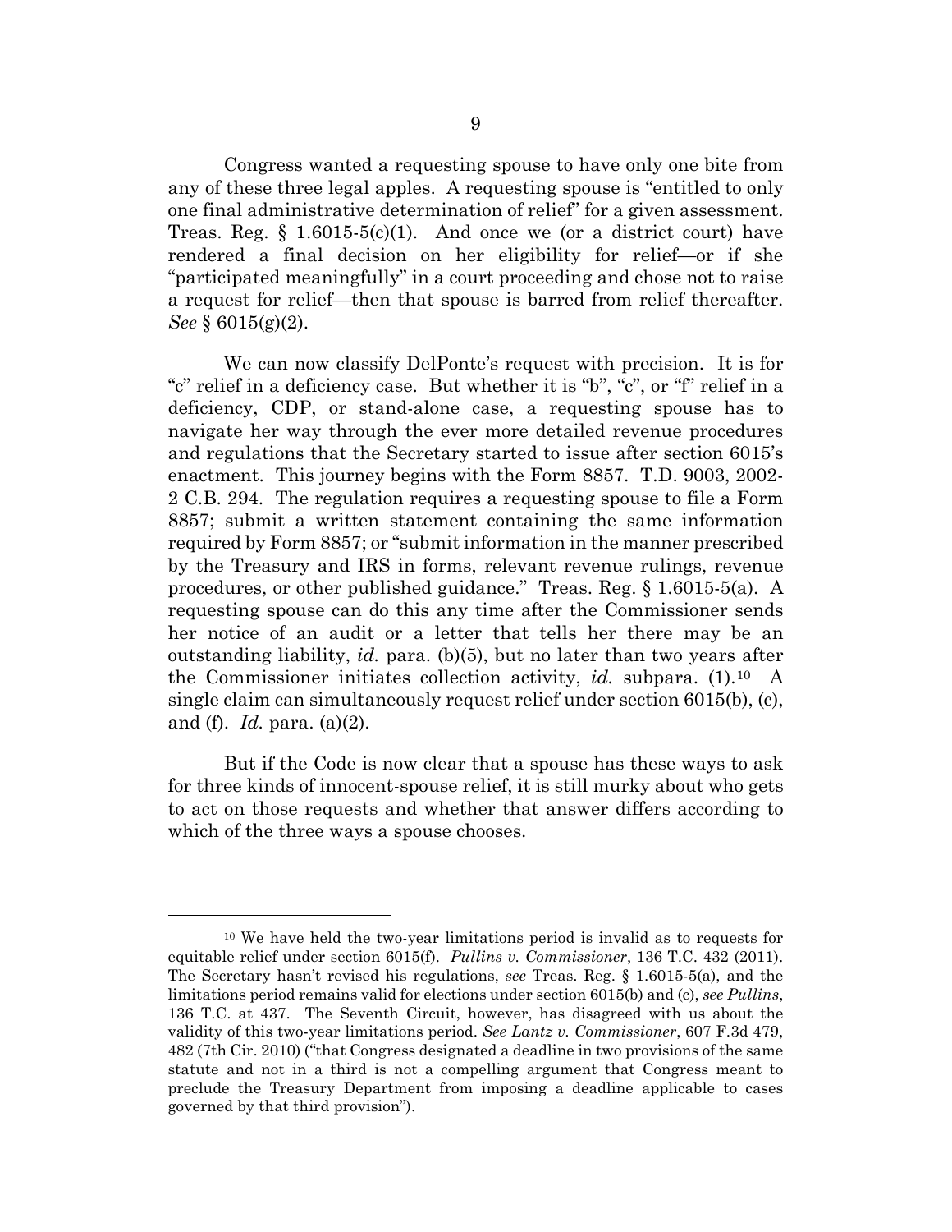Congress wanted a requesting spouse to have only one bite from any of these three legal apples. A requesting spouse is "entitled to only one final administrative determination of relief" for a given assessment. Treas. Reg. § 1.6015-5(c)(1). And once we (or a district court) have rendered a final decision on her eligibility for relief—or if she "participated meaningfully" in a court proceeding and chose not to raise a request for relief—then that spouse is barred from relief thereafter. *See* § 6015(g)(2).

We can now classify DelPonte's request with precision. It is for "c" relief in a deficiency case. But whether it is "b", "c", or "f" relief in a deficiency, CDP, or stand-alone case, a requesting spouse has to navigate her way through the ever more detailed revenue procedures and regulations that the Secretary started to issue after section 6015's enactment. This journey begins with the Form 8857. T.D. 9003, 2002-2 C.B. 294. The regulation requires a requesting spouse to file a Form 8857; submit a written statement containing the same information required by Form 8857; or "submit information in the manner prescribed by the Treasury and IRS in forms, relevant revenue rulings, revenue procedures, or other published guidance." Treas. Reg. § 1.6015-5(a). A requesting spouse can do this any time after the Commissioner sends her notice of an audit or a letter that tells her there may be an outstanding liability, *id.* para. (b)(5), but no later than two years after the Commissioner initiates collection activity, *id.* subpara. (1).[10] A single claim can simultaneously request relief under section 6015(b), (c), and (f). *Id.* para. (a)(2).

But if the Code is now clear that a spouse has these ways to ask for three kinds of innocent-spouse relief, it is still murky about who gets to act on those requests and whether that answer differs according to which of the three ways a spouse chooses.

---

[10] We have held the two-year limitations period is invalid as to requests for equitable relief under section 6015(f). *Pullins v. Commissioner*, 136 T.C. 432 (2011). The Secretary hasn't revised his regulations, *see* Treas. Reg. § 1.6015-5(a), and the limitations period remains valid for elections under section 6015(b) and (c), *see Pullins*, 136 T.C. at 437. The Seventh Circuit, however, has disagreed with us about the validity of this two-year limitations period. *See Lantz v. Commissioner*, 607 F.3d 479, 482 (7th Cir. 2010) ("that Congress designated a deadline in two provisions of the same statute and not in a third is not a compelling argument that Congress meant to preclude the Treasury Department from imposing a deadline applicable to cases governed by that third provision").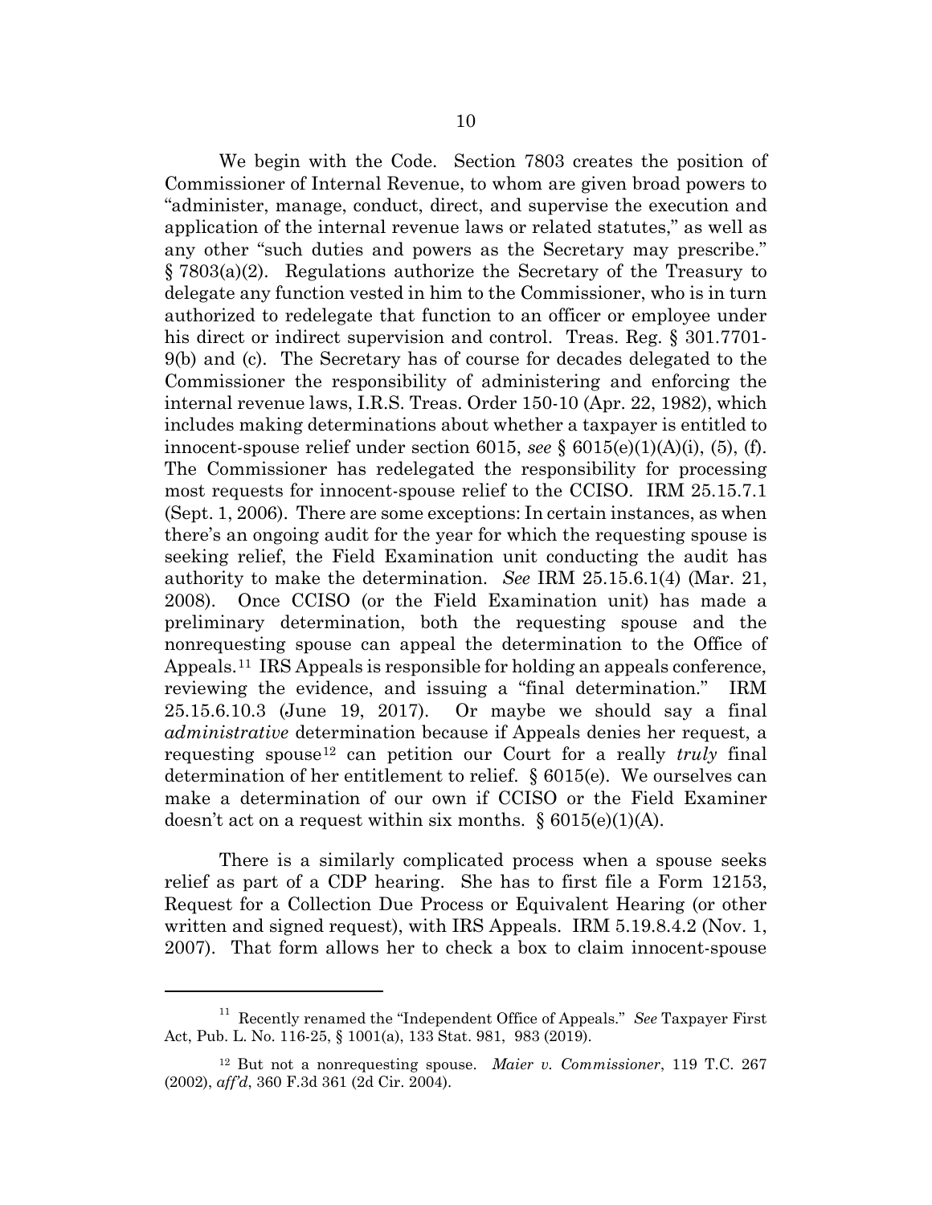We begin with the Code. Section 7803 creates the position of Commissioner of Internal Revenue, to whom are given broad powers to "administer, manage, conduct, direct, and supervise the execution and application of the internal revenue laws or related statutes," as well as any other "such duties and powers as the Secretary may prescribe." § 7803(a)(2). Regulations authorize the Secretary of the Treasury to delegate any function vested in him to the Commissioner, who is in turn authorized to redelegate that function to an officer or employee under his direct or indirect supervision and control. Treas. Reg. § 301.7701-9(b) and (c). The Secretary has of course for decades delegated to the Commissioner the responsibility of administering and enforcing the internal revenue laws, I.R.S. Treas. Order 150-10 (Apr. 22, 1982), which includes making determinations about whether a taxpayer is entitled to innocent-spouse relief under section 6015, *see* § 6015(e)(1)(A)(i), (5), (f). The Commissioner has redelegated the responsibility for processing most requests for innocent-spouse relief to the CCISO. IRM 25.15.7.1 (Sept. 1, 2006). There are some exceptions: In certain instances, as when there's an ongoing audit for the year for which the requesting spouse is seeking relief, the Field Examination unit conducting the audit has authority to make the determination. *See* IRM 25.15.6.1(4) (Mar. 21, 2008). Once CCISO (or the Field Examination unit) has made a preliminary determination, both the requesting spouse and the nonrequesting spouse can appeal the determination to the Office of Appeals.[11] IRS Appeals is responsible for holding an appeals conference, reviewing the evidence, and issuing a "final determination." IRM 25.15.6.10.3 (June 19, 2017). Or maybe we should say a final *administrative* determination because if Appeals denies her request, a requesting spouse[12] can petition our Court for a really *truly* final determination of her entitlement to relief. § 6015(e). We ourselves can make a determination of our own if CCISO or the Field Examiner doesn't act on a request within six months. § 6015(e)(1)(A).

There is a similarly complicated process when a spouse seeks relief as part of a CDP hearing. She has to first file a Form 12153, Request for a Collection Due Process or Equivalent Hearing (or other written and signed request), with IRS Appeals. IRM 5.19.8.4.2 (Nov. 1, 2007). That form allows her to check a box to claim innocent-spouse

---

[11] Recently renamed the "Independent Office of Appeals." *See* Taxpayer First Act, Pub. L. No. 116-25, § 1001(a), 133 Stat. 981, 983 (2019).

[12] But not a nonrequesting spouse. *Maier v. Commissioner*, 119 T.C. 267 (2002), *aff'd*, 360 F.3d 361 (2d Cir. 2004).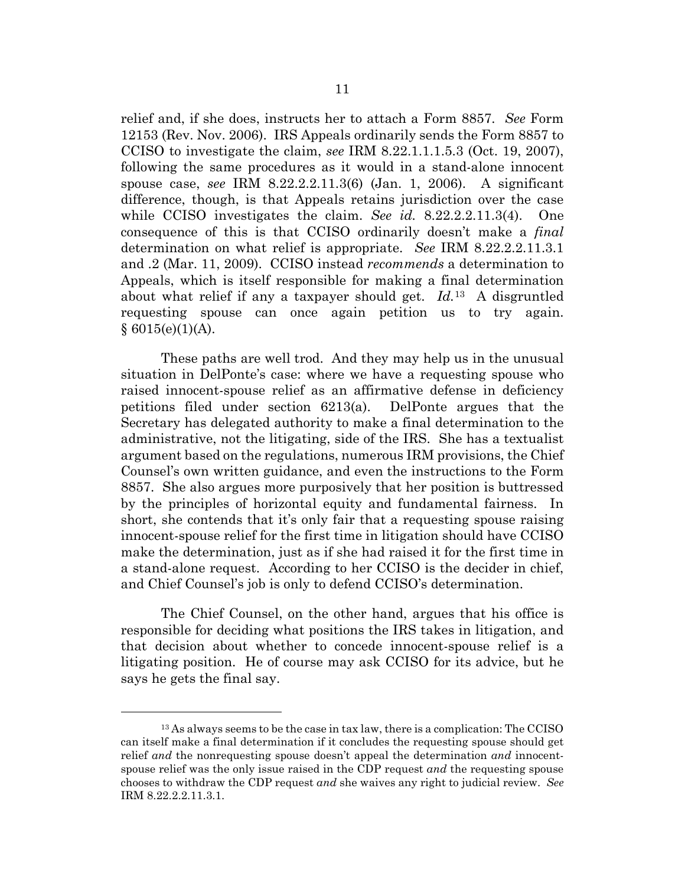relief and, if she does, instructs her to attach a Form 8857. *See* Form 12153 (Rev. Nov. 2006). IRS Appeals ordinarily sends the Form 8857 to CCISO to investigate the claim, *see* IRM 8.22.1.1.1.5.3 (Oct. 19, 2007), following the same procedures as it would in a stand-alone innocent spouse case, *see* IRM 8.22.2.2.11.3(6) (Jan. 1, 2006). A significant difference, though, is that Appeals retains jurisdiction over the case while CCISO investigates the claim. *See id.* 8.22.2.2.11.3(4). One consequence of this is that CCISO ordinarily doesn't make a *final* determination on what relief is appropriate. *See* IRM 8.22.2.2.11.3.1 and .2 (Mar. 11, 2009). CCISO instead *recommends* a determination to Appeals, which is itself responsible for making a final determination about what relief if any a taxpayer should get. *Id.*[13] A disgruntled requesting spouse can once again petition us to try again. § 6015(e)(1)(A).

These paths are well trod. And they may help us in the unusual situation in DelPonte's case: where we have a requesting spouse who raised innocent-spouse relief as an affirmative defense in deficiency petitions filed under section 6213(a). DelPonte argues that the Secretary has delegated authority to make a final determination to the administrative, not the litigating, side of the IRS. She has a textualist argument based on the regulations, numerous IRM provisions, the Chief Counsel's own written guidance, and even the instructions to the Form 8857. She also argues more purposively that her position is buttressed by the principles of horizontal equity and fundamental fairness. In short, she contends that it's only fair that a requesting spouse raising innocent-spouse relief for the first time in litigation should have CCISO make the determination, just as if she had raised it for the first time in a stand-alone request. According to her CCISO is the decider in chief, and Chief Counsel's job is only to defend CCISO's determination.

The Chief Counsel, on the other hand, argues that his office is responsible for deciding what positions the IRS takes in litigation, and that decision about whether to concede innocent-spouse relief is a litigating position. He of course may ask CCISO for its advice, but he says he gets the final say.

---

[13] As always seems to be the case in tax law, there is a complication: The CCISO can itself make a final determination if it concludes the requesting spouse should get relief *and* the nonrequesting spouse doesn't appeal the determination *and* innocent-spouse relief was the only issue raised in the CDP request *and* the requesting spouse chooses to withdraw the CDP request *and* she waives any right to judicial review. *See* IRM 8.22.2.2.11.3.1.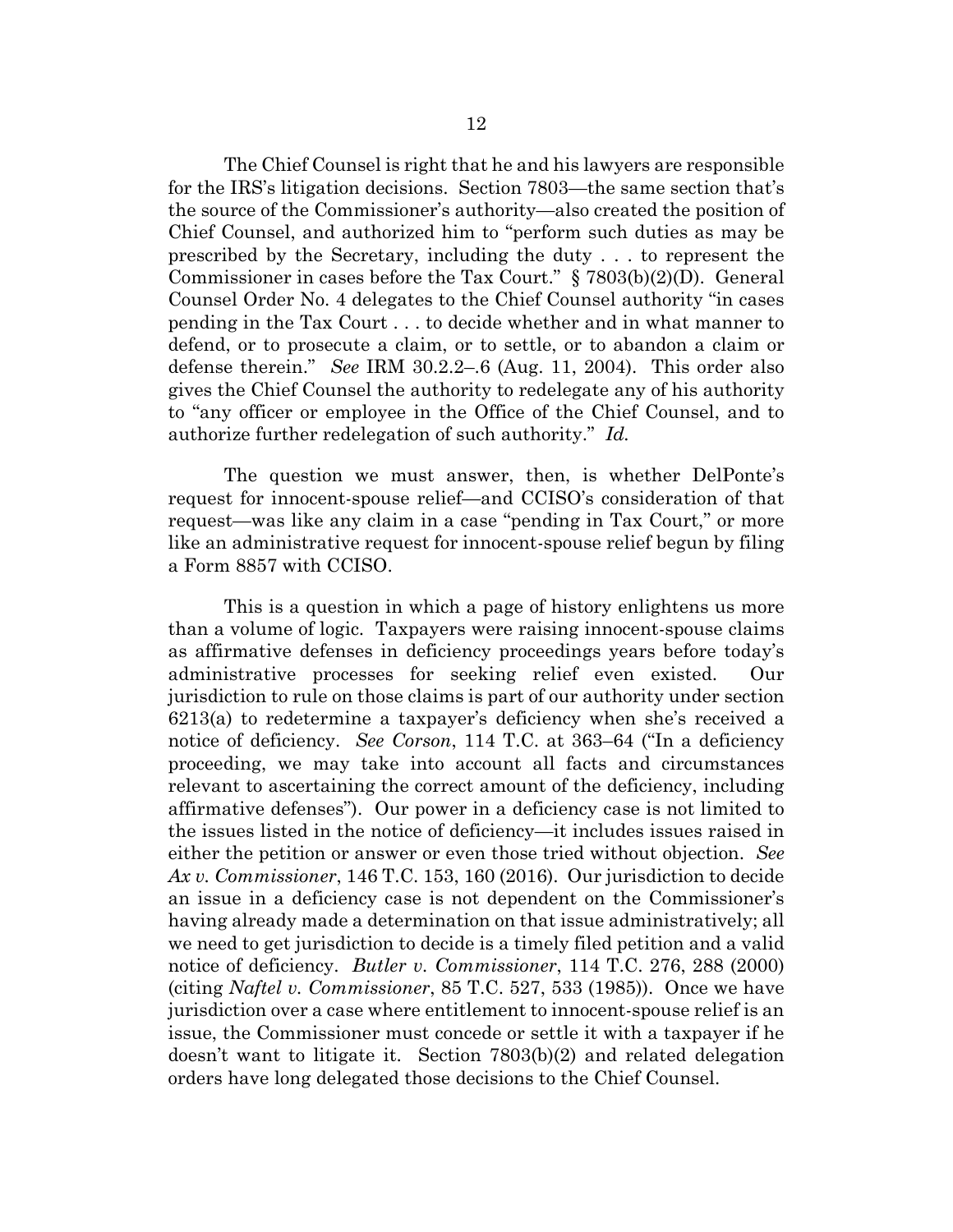The Chief Counsel is right that he and his lawyers are responsible for the IRS's litigation decisions. Section 7803—the same section that's the source of the Commissioner's authority—also created the position of Chief Counsel, and authorized him to "perform such duties as may be prescribed by the Secretary, including the duty . . . to represent the Commissioner in cases before the Tax Court." § 7803(b)(2)(D). General Counsel Order No. 4 delegates to the Chief Counsel authority "in cases pending in the Tax Court . . . to decide whether and in what manner to defend, or to prosecute a claim, or to settle, or to abandon a claim or defense therein." *See* IRM 30.2.2–.6 (Aug. 11, 2004). This order also gives the Chief Counsel the authority to redelegate any of his authority to "any officer or employee in the Office of the Chief Counsel, and to authorize further redelegation of such authority." *Id.*

The question we must answer, then, is whether DelPonte's request for innocent-spouse relief—and CCISO's consideration of that request—was like any claim in a case "pending in Tax Court," or more like an administrative request for innocent-spouse relief begun by filing a Form 8857 with CCISO.

This is a question in which a page of history enlightens us more than a volume of logic. Taxpayers were raising innocent-spouse claims as affirmative defenses in deficiency proceedings years before today's administrative processes for seeking relief even existed. Our jurisdiction to rule on those claims is part of our authority under section 6213(a) to redetermine a taxpayer's deficiency when she's received a notice of deficiency. *See Corson*, 114 T.C. at 363–64 ("In a deficiency proceeding, we may take into account all facts and circumstances relevant to ascertaining the correct amount of the deficiency, including affirmative defenses"). Our power in a deficiency case is not limited to the issues listed in the notice of deficiency—it includes issues raised in either the petition or answer or even those tried without objection. *See Ax v. Commissioner*, 146 T.C. 153, 160 (2016). Our jurisdiction to decide an issue in a deficiency case is not dependent on the Commissioner's having already made a determination on that issue administratively; all we need to get jurisdiction to decide is a timely filed petition and a valid notice of deficiency. *Butler v. Commissioner*, 114 T.C. 276, 288 (2000) (citing *Naftel v. Commissioner*, 85 T.C. 527, 533 (1985)). Once we have jurisdiction over a case where entitlement to innocent-spouse relief is an issue, the Commissioner must concede or settle it with a taxpayer if he doesn't want to litigate it. Section 7803(b)(2) and related delegation orders have long delegated those decisions to the Chief Counsel.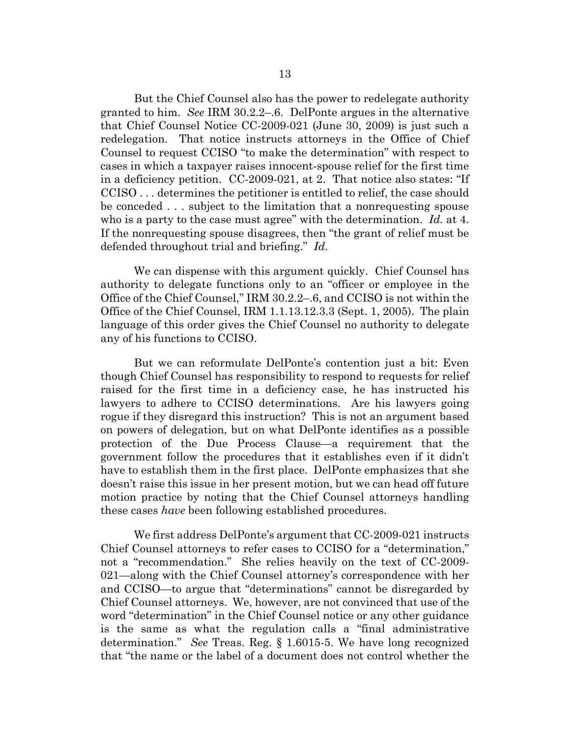But the Chief Counsel also has the power to redelegate authority granted to him. *See* IRM 30.2.2–.6. DelPonte argues in the alternative that Chief Counsel Notice CC-2009-021 (June 30, 2009) is just such a redelegation. That notice instructs attorneys in the Office of Chief Counsel to request CCISO "to make the determination" with respect to cases in which a taxpayer raises innocent-spouse relief for the first time in a deficiency petition. CC-2009-021, at 2. That notice also states: "If CCISO . . . determines the petitioner is entitled to relief, the case should be conceded . . . subject to the limitation that a nonrequesting spouse who is a party to the case must agree" with the determination. *Id.* at 4. If the nonrequesting spouse disagrees, then "the grant of relief must be defended throughout trial and briefing." *Id.*

We can dispense with this argument quickly. Chief Counsel has authority to delegate functions only to an "officer or employee in the Office of the Chief Counsel," IRM 30.2.2–.6, and CCISO is not within the Office of the Chief Counsel, IRM 1.1.13.12.3.3 (Sept. 1, 2005). The plain language of this order gives the Chief Counsel no authority to delegate any of his functions to CCISO.

But we can reformulate DelPonte's contention just a bit: Even though Chief Counsel has responsibility to respond to requests for relief raised for the first time in a deficiency case, he has instructed his lawyers to adhere to CCISO determinations. Are his lawyers going rogue if they disregard this instruction? This is not an argument based on powers of delegation, but on what DelPonte identifies as a possible protection of the Due Process Clause—a requirement that the government follow the procedures that it establishes even if it didn't have to establish them in the first place. DelPonte emphasizes that she doesn't raise this issue in her present motion, but we can head off future motion practice by noting that the Chief Counsel attorneys handling these cases *have* been following established procedures.

We first address DelPonte's argument that CC-2009-021 instructs Chief Counsel attorneys to refer cases to CCISO for a "determination," not a "recommendation." She relies heavily on the text of CC-2009-021—along with the Chief Counsel attorney's correspondence with her and CCISO—to argue that "determinations" cannot be disregarded by Chief Counsel attorneys. We, however, are not convinced that use of the word "determination" in the Chief Counsel notice or any other guidance is the same as what the regulation calls a "final administrative determination." *See* Treas. Reg. § 1.6015-5. We have long recognized that "the name or the label of a document does not control whether the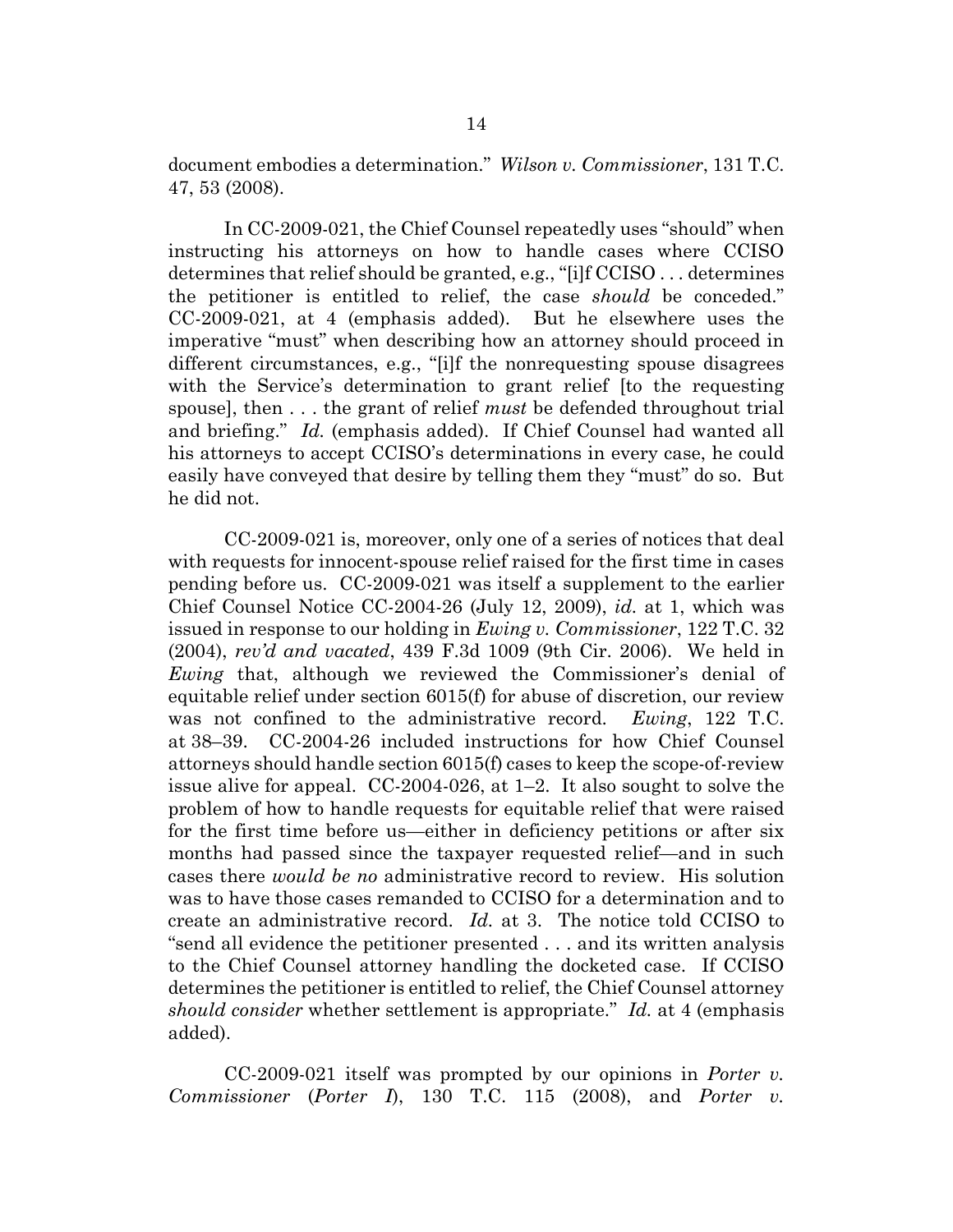document embodies a determination." *Wilson v. Commissioner*, 131 T.C. 47, 53 (2008).

In CC-2009-021, the Chief Counsel repeatedly uses "should" when instructing his attorneys on how to handle cases where CCISO determines that relief should be granted, e.g., "[i]f CCISO . . . determines the petitioner is entitled to relief, the case *should* be conceded." CC-2009-021, at 4 (emphasis added). But he elsewhere uses the imperative "must" when describing how an attorney should proceed in different circumstances, e.g., "[i]f the nonrequesting spouse disagrees with the Service's determination to grant relief [to the requesting spouse], then . . . the grant of relief *must* be defended throughout trial and briefing." *Id.* (emphasis added). If Chief Counsel had wanted all his attorneys to accept CCISO's determinations in every case, he could easily have conveyed that desire by telling them they "must" do so. But he did not.

CC-2009-021 is, moreover, only one of a series of notices that deal with requests for innocent-spouse relief raised for the first time in cases pending before us. CC-2009-021 was itself a supplement to the earlier Chief Counsel Notice CC-2004-26 (July 12, 2009), *id.* at 1, which was issued in response to our holding in *Ewing v. Commissioner*, 122 T.C. 32 (2004), *rev'd and vacated*, 439 F.3d 1009 (9th Cir. 2006). We held in *Ewing* that, although we reviewed the Commissioner's denial of equitable relief under section 6015(f) for abuse of discretion, our review was not confined to the administrative record. *Ewing*, 122 T.C. at 38–39. CC-2004-26 included instructions for how Chief Counsel attorneys should handle section 6015(f) cases to keep the scope-of-review issue alive for appeal. CC-2004-026, at 1–2. It also sought to solve the problem of how to handle requests for equitable relief that were raised for the first time before us—either in deficiency petitions or after six months had passed since the taxpayer requested relief—and in such cases there *would be no* administrative record to review. His solution was to have those cases remanded to CCISO for a determination and to create an administrative record. *Id.* at 3. The notice told CCISO to "send all evidence the petitioner presented . . . and its written analysis to the Chief Counsel attorney handling the docketed case. If CCISO determines the petitioner is entitled to relief, the Chief Counsel attorney *should consider* whether settlement is appropriate." *Id.* at 4 (emphasis added).

CC-2009-021 itself was prompted by our opinions in *Porter v. Commissioner* (*Porter I*), 130 T.C. 115 (2008), and *Porter v.*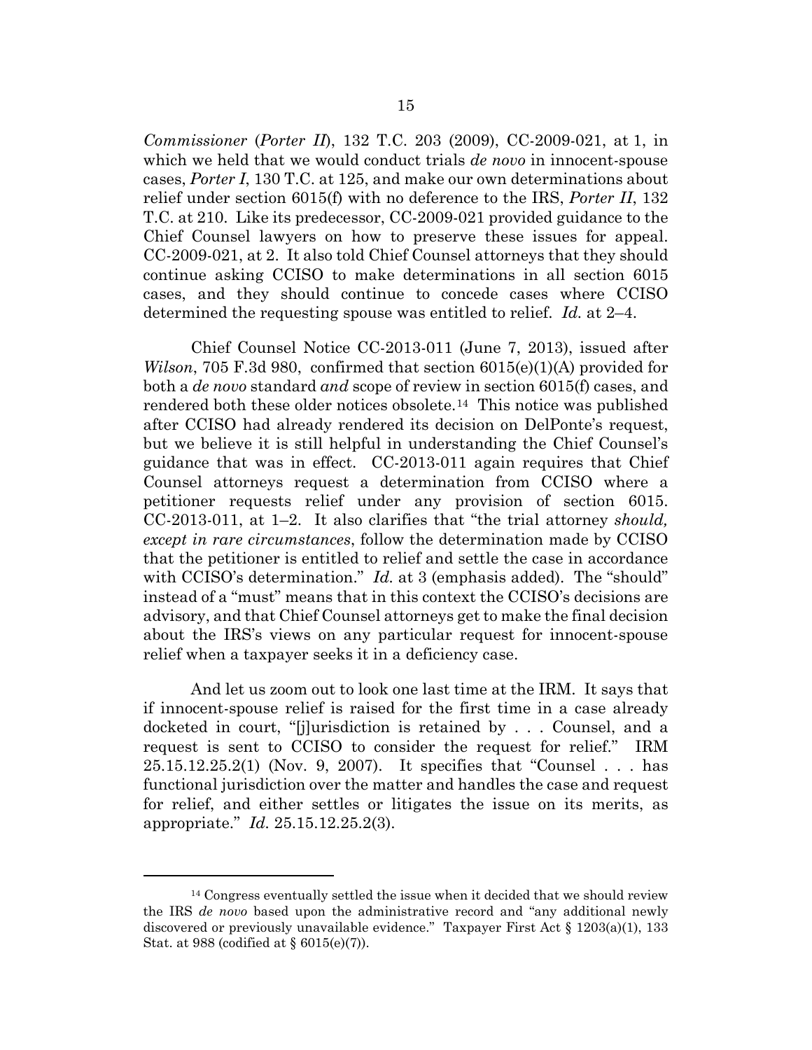*Commissioner* (*Porter II*), 132 T.C. 203 (2009), CC-2009-021, at 1, in which we held that we would conduct trials *de novo* in innocent-spouse cases, *Porter I*, 130 T.C. at 125, and make our own determinations about relief under section 6015(f) with no deference to the IRS, *Porter II*, 132 T.C. at 210. Like its predecessor, CC-2009-021 provided guidance to the Chief Counsel lawyers on how to preserve these issues for appeal. CC-2009-021, at 2. It also told Chief Counsel attorneys that they should continue asking CCISO to make determinations in all section 6015 cases, and they should continue to concede cases where CCISO determined the requesting spouse was entitled to relief. *Id.* at 2–4.

Chief Counsel Notice CC-2013-011 (June 7, 2013), issued after *Wilson*, 705 F.3d 980, confirmed that section 6015(e)(1)(A) provided for both a *de novo* standard *and* scope of review in section 6015(f) cases, and rendered both these older notices obsolete.[14] This notice was published after CCISO had already rendered its decision on DelPonte's request, but we believe it is still helpful in understanding the Chief Counsel's guidance that was in effect. CC-2013-011 again requires that Chief Counsel attorneys request a determination from CCISO where a petitioner requests relief under any provision of section 6015. CC-2013-011, at 1–2. It also clarifies that "the trial attorney *should, except in rare circumstances*, follow the determination made by CCISO that the petitioner is entitled to relief and settle the case in accordance with CCISO's determination." *Id.* at 3 (emphasis added). The "should" instead of a "must" means that in this context the CCISO's decisions are advisory, and that Chief Counsel attorneys get to make the final decision about the IRS's views on any particular request for innocent-spouse relief when a taxpayer seeks it in a deficiency case.

And let us zoom out to look one last time at the IRM. It says that if innocent-spouse relief is raised for the first time in a case already docketed in court, "[j]urisdiction is retained by . . . Counsel, and a request is sent to CCISO to consider the request for relief." IRM 25.15.12.25.2(1) (Nov. 9, 2007). It specifies that "Counsel . . . has functional jurisdiction over the matter and handles the case and request for relief, and either settles or litigates the issue on its merits, as appropriate." *Id.* 25.15.12.25.2(3).

---

[14] Congress eventually settled the issue when it decided that we should review the IRS *de novo* based upon the administrative record and "any additional newly discovered or previously unavailable evidence." Taxpayer First Act § 1203(a)(1), 133 Stat. at 988 (codified at § 6015(e)(7)).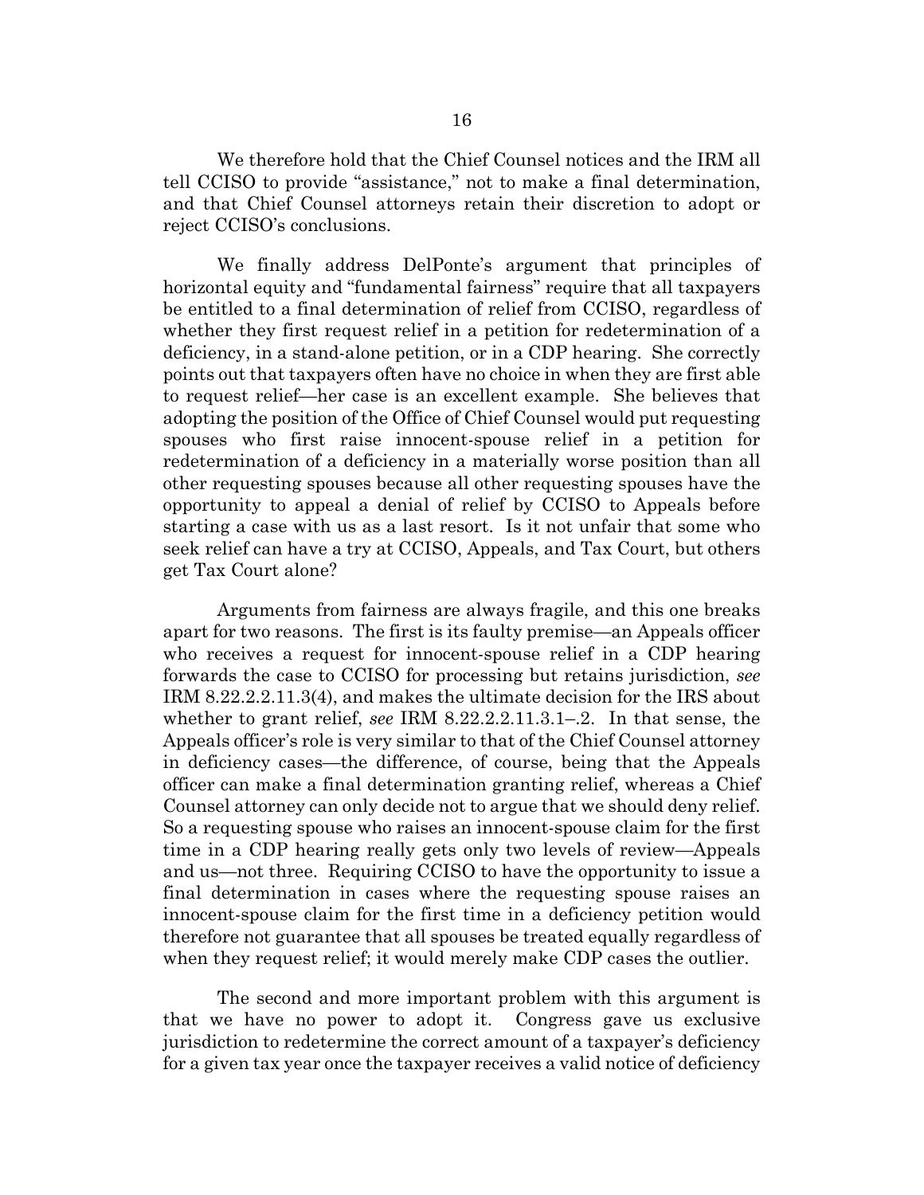We therefore hold that the Chief Counsel notices and the IRM all tell CCISO to provide "assistance," not to make a final determination, and that Chief Counsel attorneys retain their discretion to adopt or reject CCISO's conclusions.

We finally address DelPonte's argument that principles of horizontal equity and "fundamental fairness" require that all taxpayers be entitled to a final determination of relief from CCISO, regardless of whether they first request relief in a petition for redetermination of a deficiency, in a stand-alone petition, or in a CDP hearing. She correctly points out that taxpayers often have no choice in when they are first able to request relief—her case is an excellent example. She believes that adopting the position of the Office of Chief Counsel would put requesting spouses who first raise innocent-spouse relief in a petition for redetermination of a deficiency in a materially worse position than all other requesting spouses because all other requesting spouses have the opportunity to appeal a denial of relief by CCISO to Appeals before starting a case with us as a last resort. Is it not unfair that some who seek relief can have a try at CCISO, Appeals, and Tax Court, but others get Tax Court alone?

Arguments from fairness are always fragile, and this one breaks apart for two reasons. The first is its faulty premise—an Appeals officer who receives a request for innocent-spouse relief in a CDP hearing forwards the case to CCISO for processing but retains jurisdiction, *see* IRM 8.22.2.2.11.3(4), and makes the ultimate decision for the IRS about whether to grant relief, *see* IRM 8.22.2.2.11.3.1–.2. In that sense, the Appeals officer's role is very similar to that of the Chief Counsel attorney in deficiency cases—the difference, of course, being that the Appeals officer can make a final determination granting relief, whereas a Chief Counsel attorney can only decide not to argue that we should deny relief. So a requesting spouse who raises an innocent-spouse claim for the first time in a CDP hearing really gets only two levels of review—Appeals and us—not three. Requiring CCISO to have the opportunity to issue a final determination in cases where the requesting spouse raises an innocent-spouse claim for the first time in a deficiency petition would therefore not guarantee that all spouses be treated equally regardless of when they request relief; it would merely make CDP cases the outlier.

The second and more important problem with this argument is that we have no power to adopt it. Congress gave us exclusive jurisdiction to redetermine the correct amount of a taxpayer's deficiency for a given tax year once the taxpayer receives a valid notice of deficiency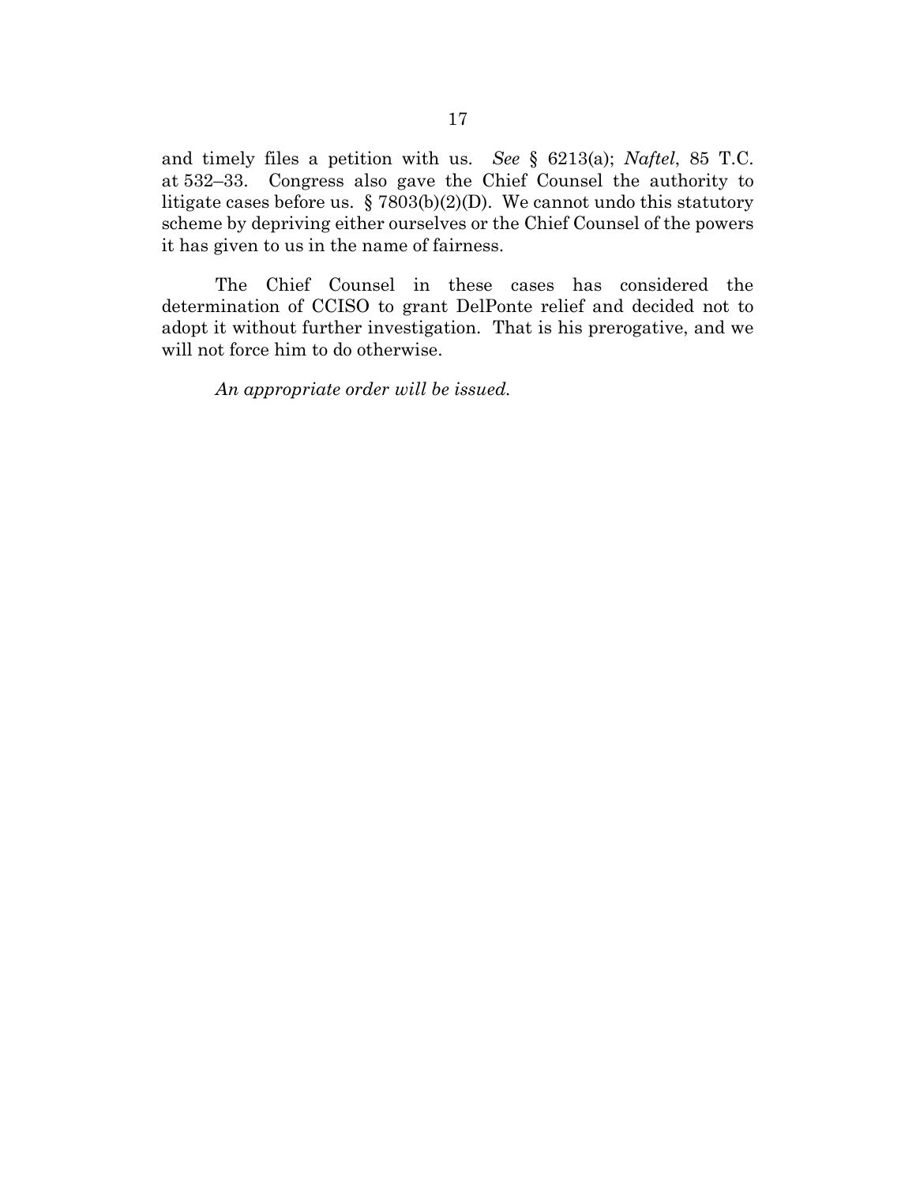and timely files a petition with us. *See* § 6213(a); *Naftel*, 85 T.C. at 532–33. Congress also gave the Chief Counsel the authority to litigate cases before us. § 7803(b)(2)(D). We cannot undo this statutory scheme by depriving either ourselves or the Chief Counsel of the powers it has given to us in the name of fairness.

The Chief Counsel in these cases has considered the determination of CCISO to grant DelPonte relief and decided not to adopt it without further investigation. That is his prerogative, and we will not force him to do otherwise.

*An appropriate order will be issued.*